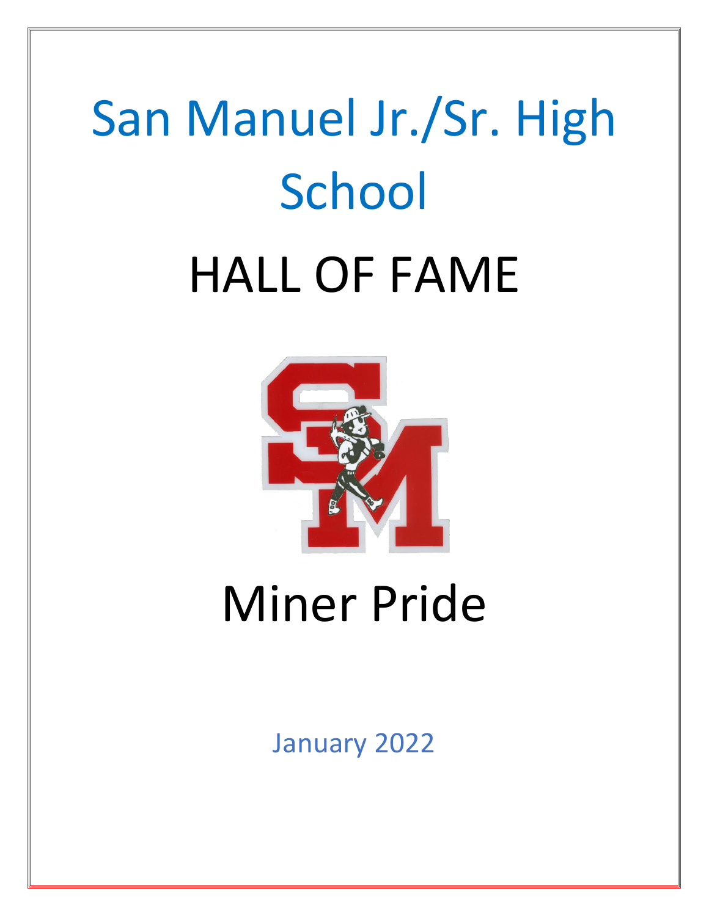# San Manuel Jr./Sr. High School

# HALL OF FAME

# Miner Pride

January 2022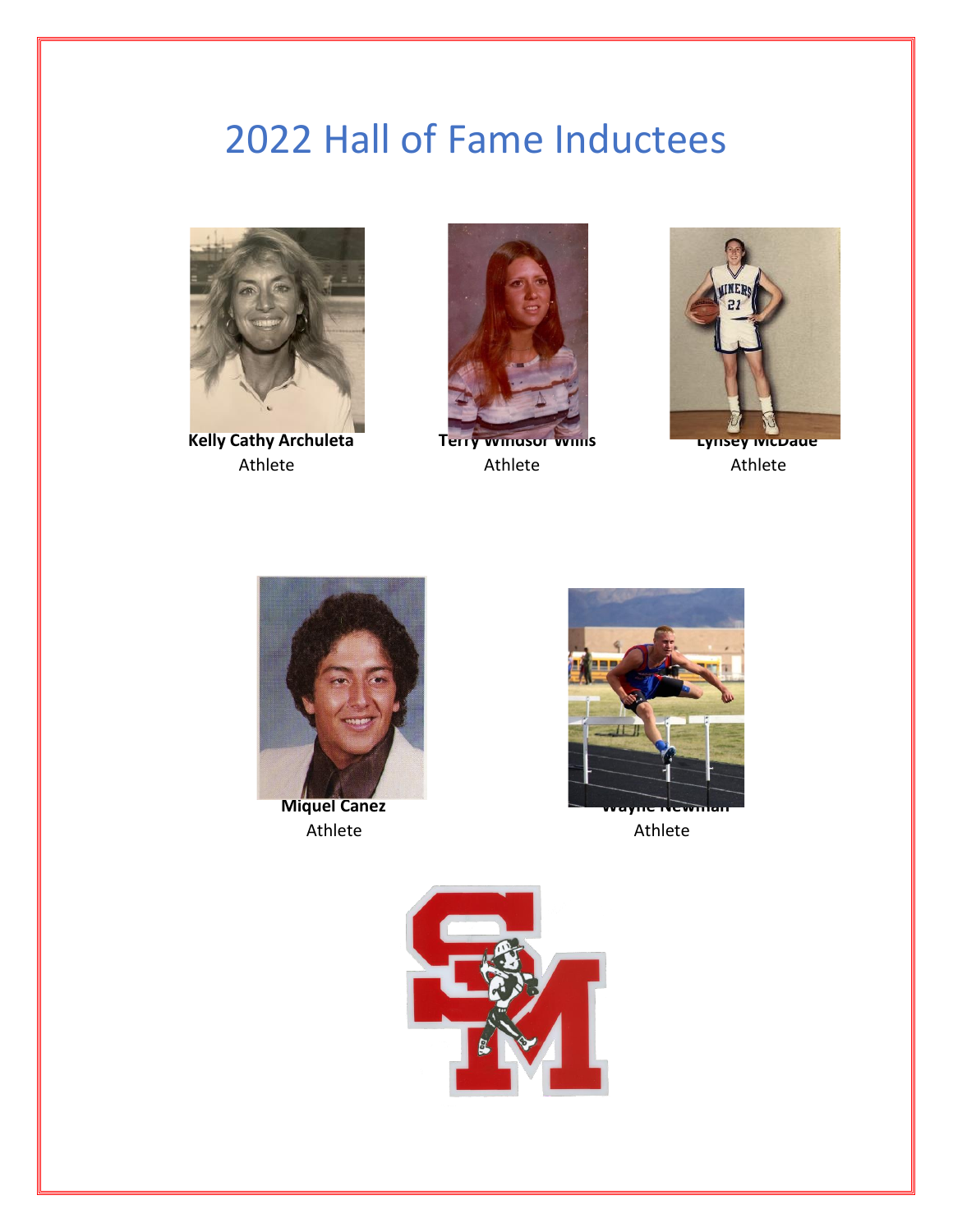# 2022 Hall of Fame Inductees

**Kelly Cathy Archuleta**
Athlete

**Terry Windsor Willis**
Athlete

**Lynsey McDade**
Athlete

**Miquel Canez**
Athlete

**Wayne Newman**
Athlete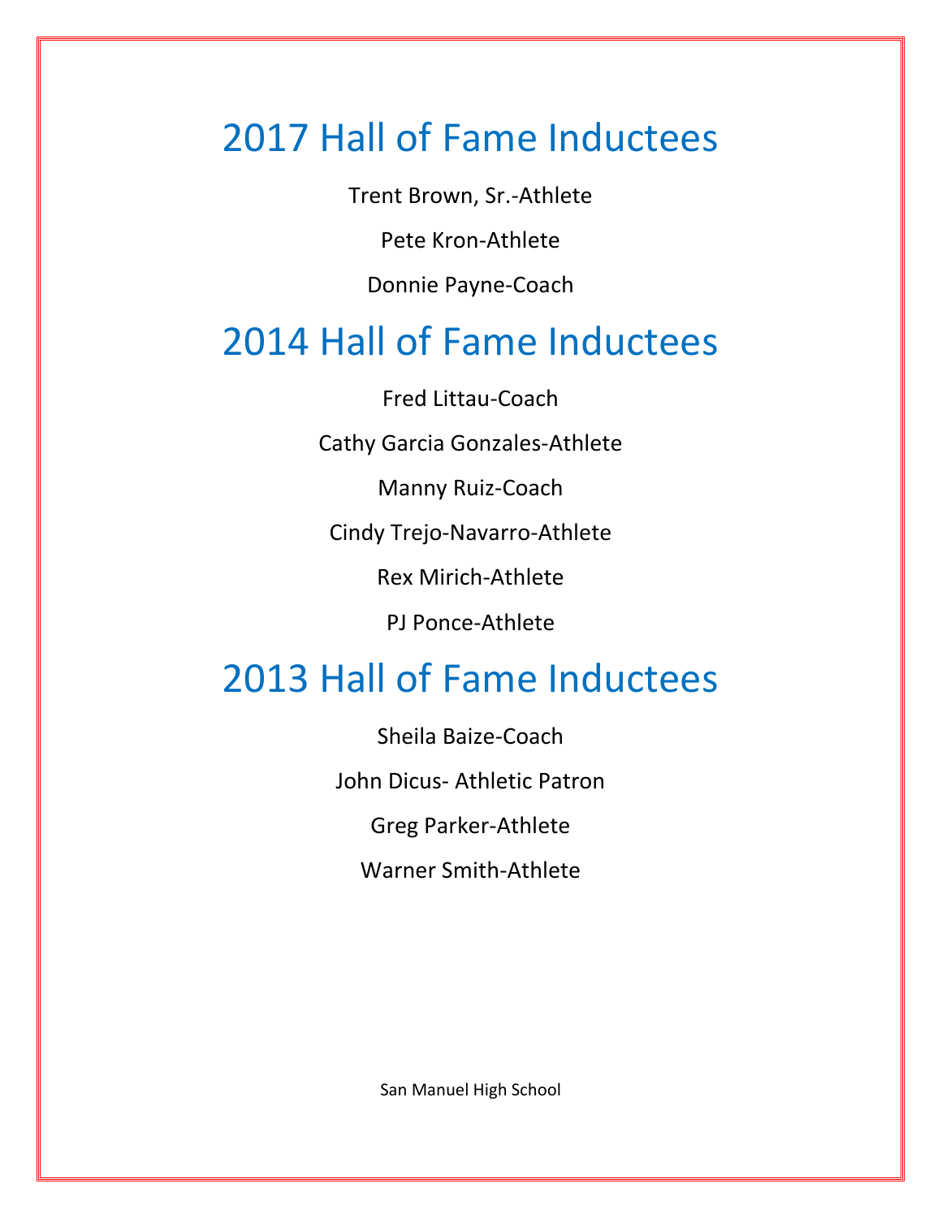# 2017 Hall of Fame Inductees

Trent Brown, Sr.-Athlete

Pete Kron-Athlete

Donnie Payne-Coach

# 2014 Hall of Fame Inductees

Fred Littau-Coach

Cathy Garcia Gonzales-Athlete

Manny Ruiz-Coach

Cindy Trejo-Navarro-Athlete

Rex Mirich-Athlete

PJ Ponce-Athlete

# 2013 Hall of Fame Inductees

Sheila Baize-Coach

John Dicus- Athletic Patron

Greg Parker-Athlete

Warner Smith-Athlete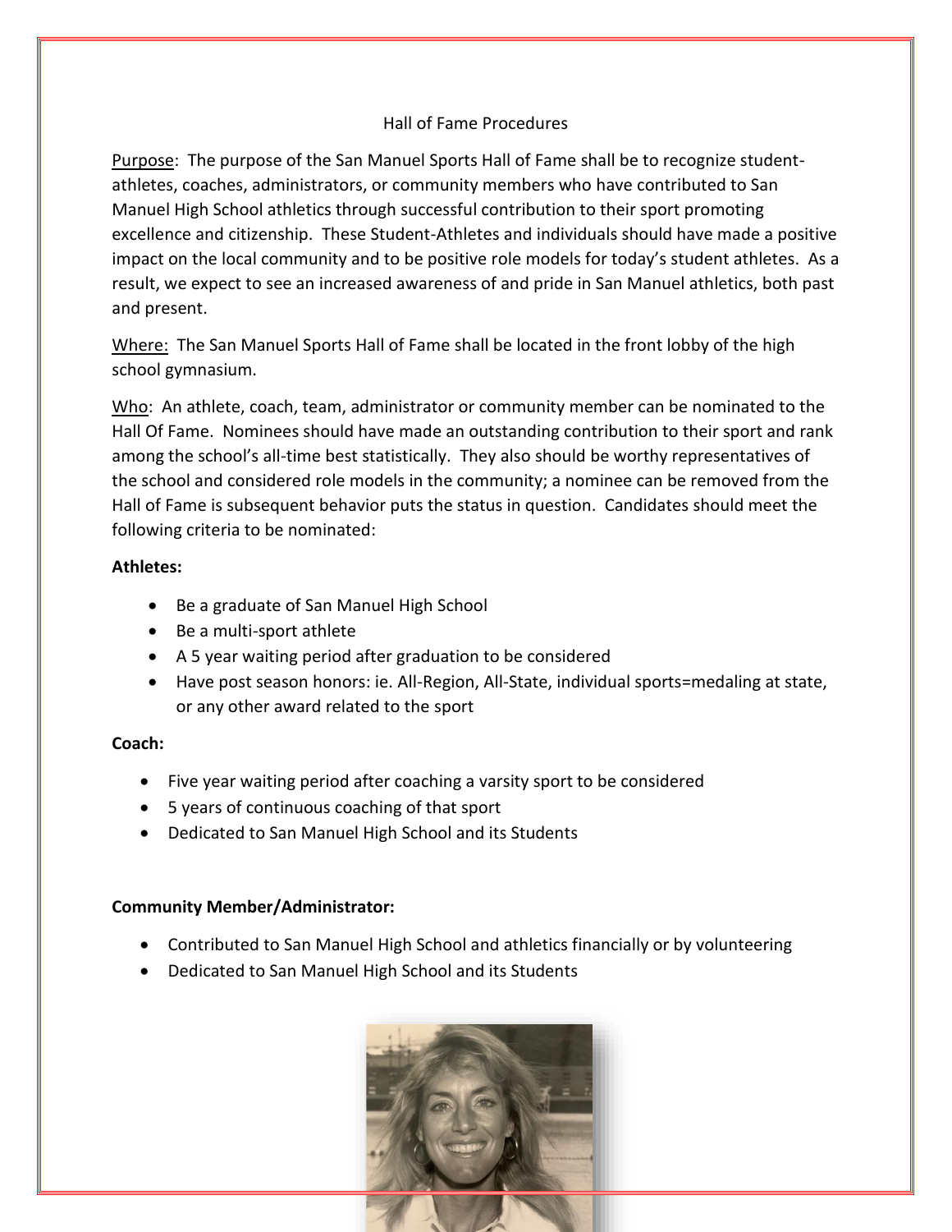## Hall of Fame Procedures

Purpose: The purpose of the San Manuel Sports Hall of Fame shall be to recognize student-athletes, coaches, administrators, or community members who have contributed to San Manuel High School athletics through successful contribution to their sport promoting excellence and citizenship. These Student-Athletes and individuals should have made a positive impact on the local community and to be positive role models for today's student athletes. As a result, we expect to see an increased awareness of and pride in San Manuel athletics, both past and present.

Where: The San Manuel Sports Hall of Fame shall be located in the front lobby of the high school gymnasium.

Who: An athlete, coach, team, administrator or community member can be nominated to the Hall Of Fame. Nominees should have made an outstanding contribution to their sport and rank among the school's all-time best statistically. They also should be worthy representatives of the school and considered role models in the community; a nominee can be removed from the Hall of Fame is subsequent behavior puts the status in question. Candidates should meet the following criteria to be nominated:

**Athletes:**

- Be a graduate of San Manuel High School
- Be a multi-sport athlete
- A 5 year waiting period after graduation to be considered
- Have post season honors: ie. All-Region, All-State, individual sports=medaling at state, or any other award related to the sport

**Coach:**

- Five year waiting period after coaching a varsity sport to be considered
- 5 years of continuous coaching of that sport
- Dedicated to San Manuel High School and its Students

**Community Member/Administrator:**

- Contributed to San Manuel High School and athletics financially or by volunteering
- Dedicated to San Manuel High School and its Students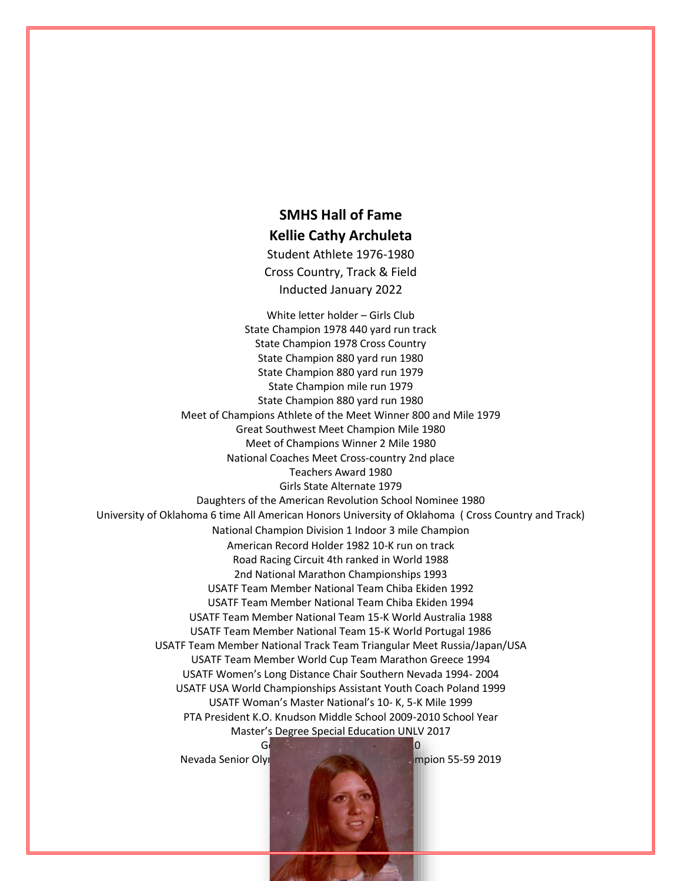**SMHS Hall of Fame**

**Kellie Cathy Archuleta**

Student Athlete 1976-1980

Cross Country, Track & Field

Inducted January 2022

White letter holder – Girls Club
State Champion 1978 440 yard run track
State Champion 1978 Cross Country
State Champion 880 yard run 1980
State Champion 880 yard run 1979
State Champion mile run 1979
State Champion 880 yard run 1980
Meet of Champions Athlete of the Meet Winner 800 and Mile 1979
Great Southwest Meet Champion Mile 1980
Meet of Champions Winner 2 Mile 1980
National Coaches Meet Cross-country 2nd place
Teachers Award 1980
Girls State Alternate 1979
Daughters of the American Revolution School Nominee 1980
University of Oklahoma 6 time All American Honors University of Oklahoma ( Cross Country and Track)
National Champion Division 1 Indoor 3 mile Champion
American Record Holder 1982 10-K run on track
Road Racing Circuit 4th ranked in World 1988
2nd National Marathon Championships 1993
USATF Team Member National Team Chiba Ekiden 1992
USATF Team Member National Team Chiba Ekiden 1994
USATF Team Member National Team 15-K World Australia 1988
USATF Team Member National Team 15-K World Portugal 1986
USATF Team Member National Track Team Triangular Meet Russia/Japan/USA
USATF Team Member World Cup Team Marathon Greece 1994
USATF Women's Long Distance Chair Southern Nevada 1994- 2004
USATF USA World Championships Assistant Youth Coach Poland 1999
USATF Woman's Master National's 10- K, 5-K Mile 1999
PTA President K.O. Knudson Middle School 2009-2010 School Year
Master's Degree Special Education UNLV 2017
G... 0
Nevada Senior Oly... mpion 55-59 2019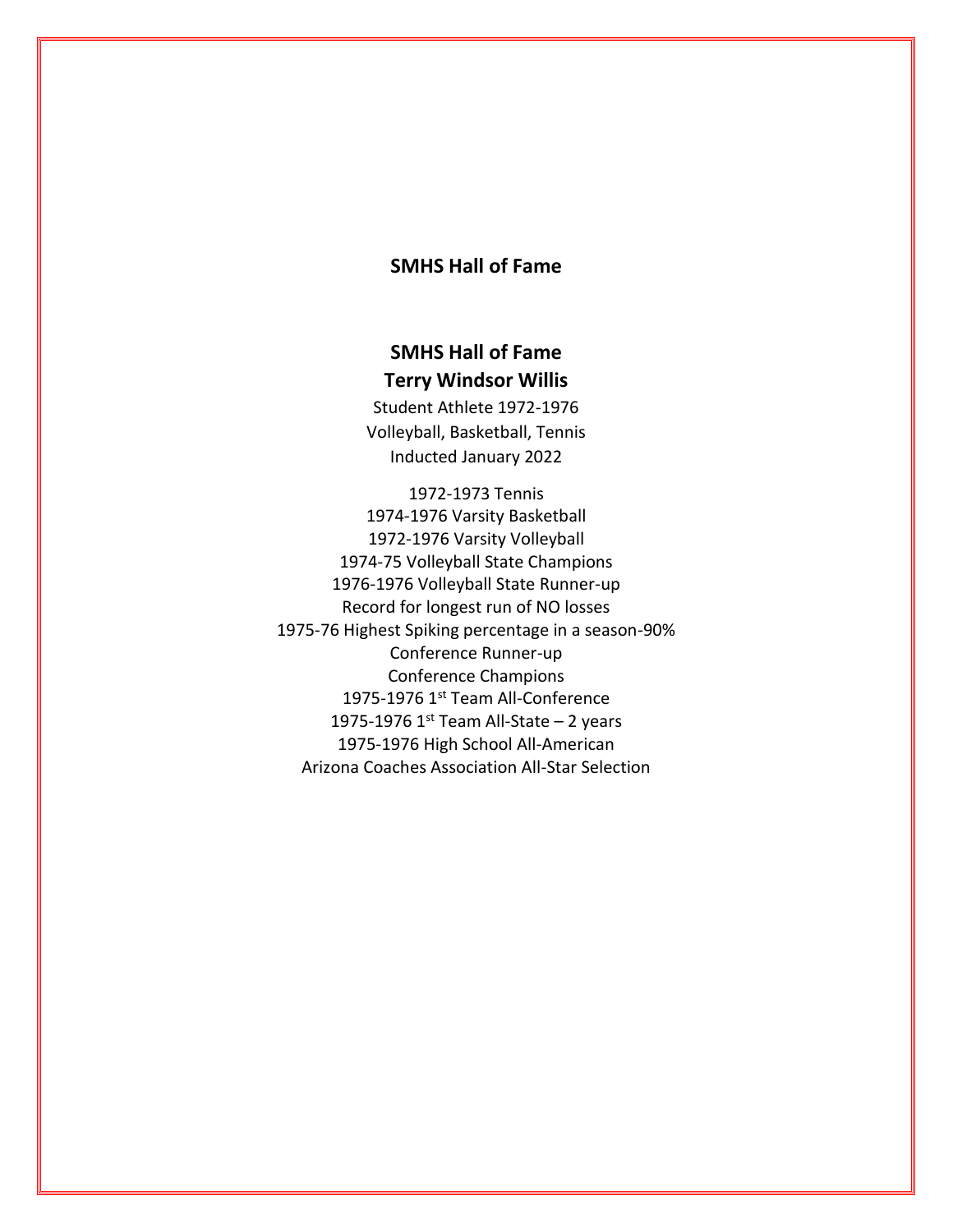## SMHS Hall of Fame

## SMHS Hall of Fame
## Terry Windsor Willis

Student Athlete 1972-1976
Volleyball, Basketball, Tennis
Inducted January 2022

1972-1973 Tennis
1974-1976 Varsity Basketball
1972-1976 Varsity Volleyball
1974-75 Volleyball State Champions
1976-1976 Volleyball State Runner-up
Record for longest run of NO losses
1975-76 Highest Spiking percentage in a season-90%
Conference Runner-up
Conference Champions
1975-1976 1st Team All-Conference
1975-1976 1st Team All-State – 2 years
1975-1976 High School All-American
Arizona Coaches Association All-Star Selection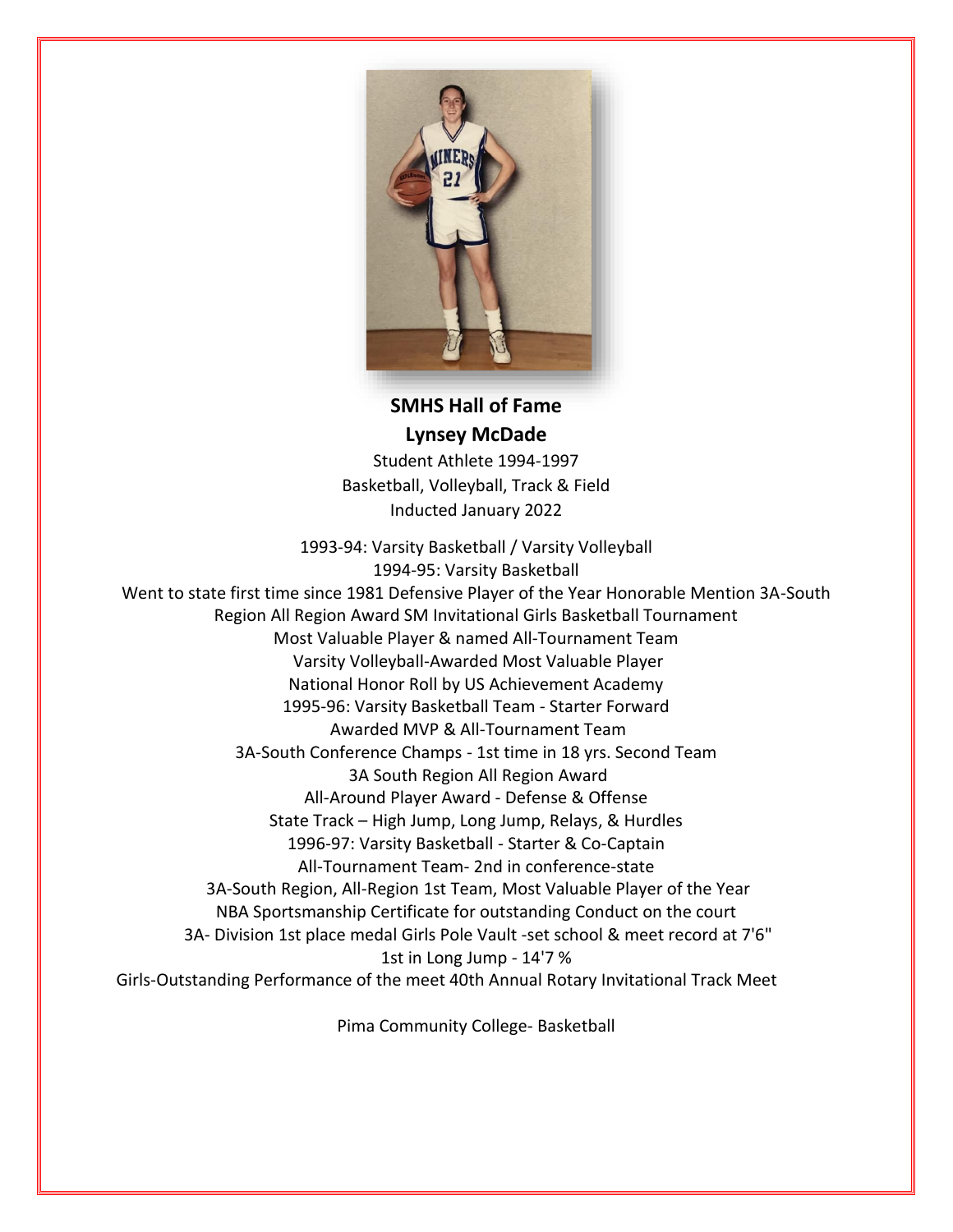**SMHS Hall of Fame**

**Lynsey McDade**

Student Athlete 1994-1997

Basketball, Volleyball, Track & Field

Inducted January 2022

1993-94: Varsity Basketball / Varsity Volleyball

1994-95: Varsity Basketball

Went to state first time since 1981 Defensive Player of the Year Honorable Mention 3A-South Region All Region Award SM Invitational Girls Basketball Tournament

Most Valuable Player & named All-Tournament Team

Varsity Volleyball-Awarded Most Valuable Player

National Honor Roll by US Achievement Academy

1995-96: Varsity Basketball Team - Starter Forward

Awarded MVP & All-Tournament Team

3A-South Conference Champs - 1st time in 18 yrs. Second Team

3A South Region All Region Award

All-Around Player Award - Defense & Offense

State Track – High Jump, Long Jump, Relays, & Hurdles

1996-97: Varsity Basketball - Starter & Co-Captain

All-Tournament Team- 2nd in conference-state

3A-South Region, All-Region 1st Team, Most Valuable Player of the Year

NBA Sportsmanship Certificate for outstanding Conduct on the court

3A- Division 1st place medal Girls Pole Vault -set school & meet record at 7'6"

1st in Long Jump - 14'7 %

Girls-Outstanding Performance of the meet 40th Annual Rotary Invitational Track Meet

Pima Community College- Basketball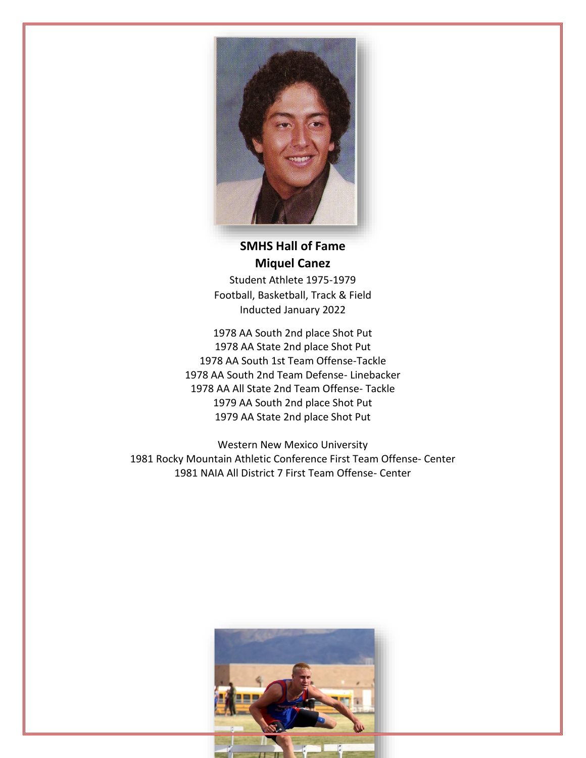**SMHS Hall of Fame**
**Miquel Canez**

Student Athlete 1975-1979
Football, Basketball, Track & Field
Inducted January 2022

1978 AA South 2nd place Shot Put
1978 AA State 2nd place Shot Put
1978 AA South 1st Team Offense-Tackle
1978 AA South 2nd Team Defense- Linebacker
1978 AA All State 2nd Team Offense- Tackle
1979 AA South 2nd place Shot Put
1979 AA State 2nd place Shot Put

Western New Mexico University
1981 Rocky Mountain Athletic Conference First Team Offense- Center
1981 NAIA All District 7 First Team Offense- Center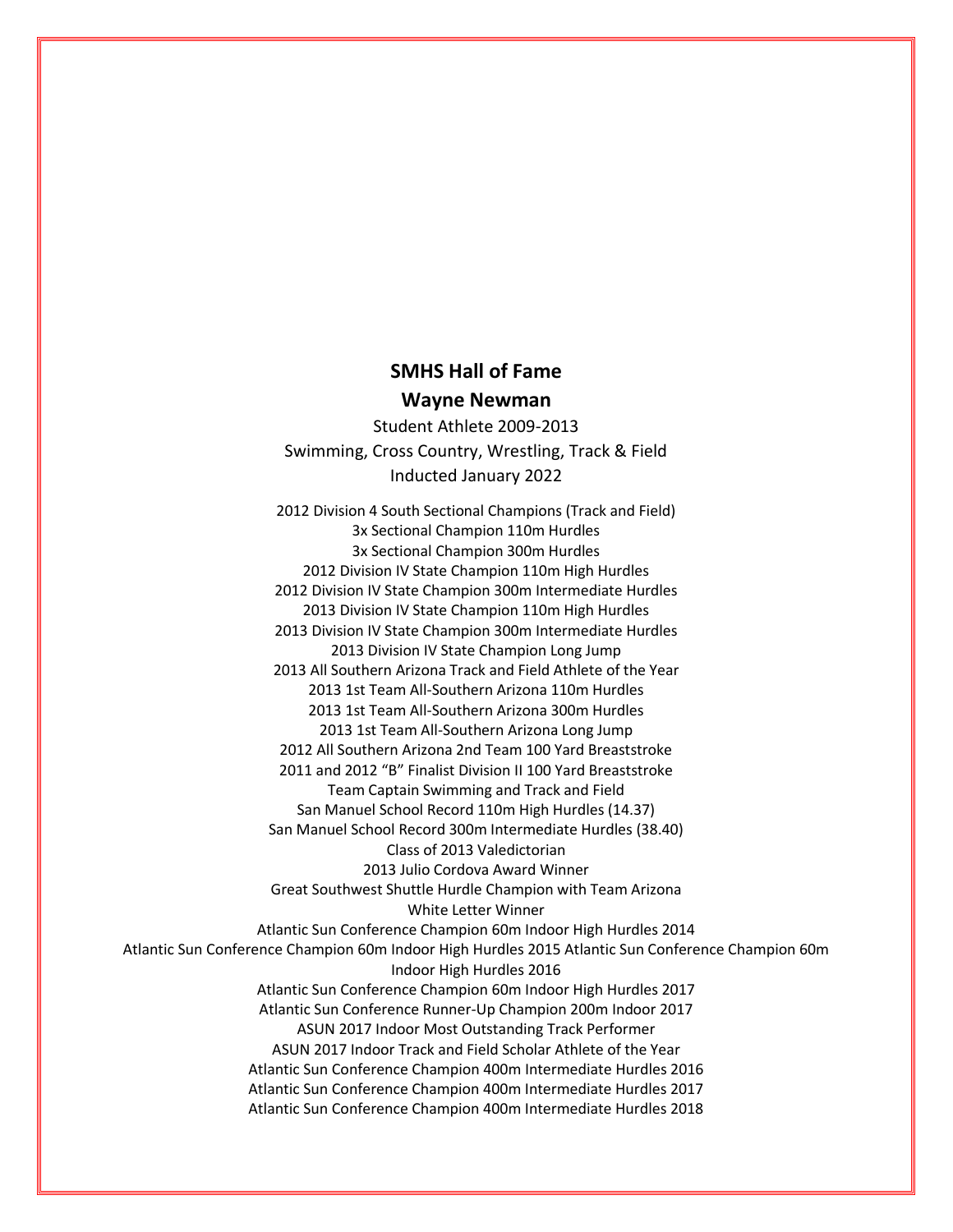## SMHS Hall of Fame

## Wayne Newman

Student Athlete 2009-2013

Swimming, Cross Country, Wrestling, Track & Field

Inducted January 2022

2012 Division 4 South Sectional Champions (Track and Field)
3x Sectional Champion 110m Hurdles
3x Sectional Champion 300m Hurdles
2012 Division IV State Champion 110m High Hurdles
2012 Division IV State Champion 300m Intermediate Hurdles
2013 Division IV State Champion 110m High Hurdles
2013 Division IV State Champion 300m Intermediate Hurdles
2013 Division IV State Champion Long Jump
2013 All Southern Arizona Track and Field Athlete of the Year
2013 1st Team All-Southern Arizona 110m Hurdles
2013 1st Team All-Southern Arizona 300m Hurdles
2013 1st Team All-Southern Arizona Long Jump
2012 All Southern Arizona 2nd Team 100 Yard Breaststroke
2011 and 2012 "B" Finalist Division II 100 Yard Breaststroke
Team Captain Swimming and Track and Field
San Manuel School Record 110m High Hurdles (14.37)
San Manuel School Record 300m Intermediate Hurdles (38.40)
Class of 2013 Valedictorian
2013 Julio Cordova Award Winner
Great Southwest Shuttle Hurdle Champion with Team Arizona
White Letter Winner
Atlantic Sun Conference Champion 60m Indoor High Hurdles 2014
Atlantic Sun Conference Champion 60m Indoor High Hurdles 2015 Atlantic Sun Conference Champion 60m Indoor High Hurdles 2016
Atlantic Sun Conference Champion 60m Indoor High Hurdles 2017
Atlantic Sun Conference Runner-Up Champion 200m Indoor 2017
ASUN 2017 Indoor Most Outstanding Track Performer
ASUN 2017 Indoor Track and Field Scholar Athlete of the Year
Atlantic Sun Conference Champion 400m Intermediate Hurdles 2016
Atlantic Sun Conference Champion 400m Intermediate Hurdles 2017
Atlantic Sun Conference Champion 400m Intermediate Hurdles 2018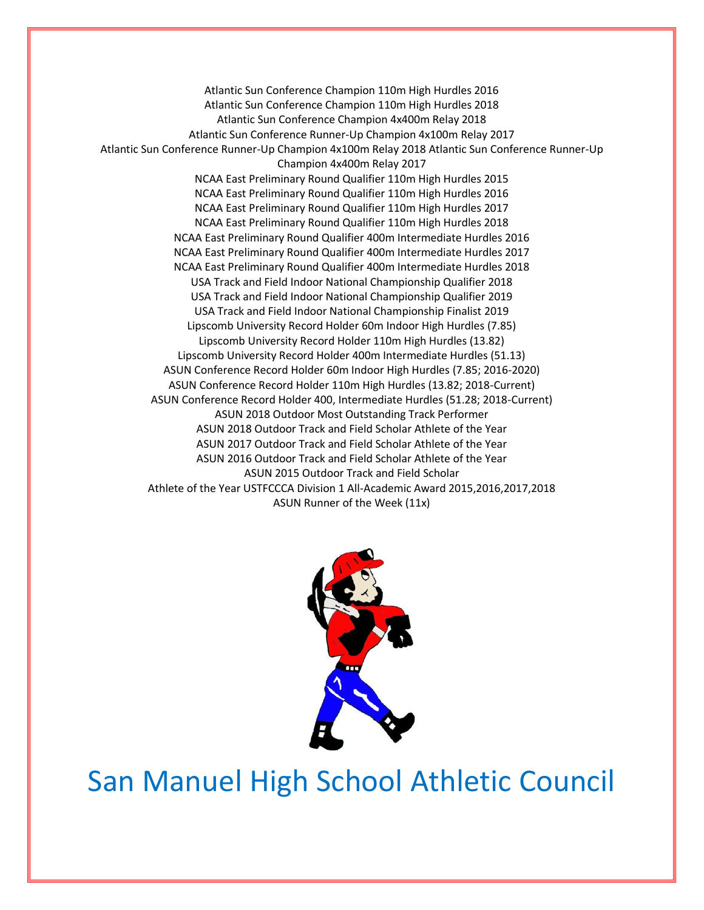Atlantic Sun Conference Champion 110m High Hurdles 2016
Atlantic Sun Conference Champion 110m High Hurdles 2018
Atlantic Sun Conference Champion 4x400m Relay 2018
Atlantic Sun Conference Runner-Up Champion 4x100m Relay 2017
Atlantic Sun Conference Runner-Up Champion 4x100m Relay 2018 Atlantic Sun Conference Runner-Up Champion 4x400m Relay 2017
NCAA East Preliminary Round Qualifier 110m High Hurdles 2015
NCAA East Preliminary Round Qualifier 110m High Hurdles 2016
NCAA East Preliminary Round Qualifier 110m High Hurdles 2017
NCAA East Preliminary Round Qualifier 110m High Hurdles 2018
NCAA East Preliminary Round Qualifier 400m Intermediate Hurdles 2016
NCAA East Preliminary Round Qualifier 400m Intermediate Hurdles 2017
NCAA East Preliminary Round Qualifier 400m Intermediate Hurdles 2018
USA Track and Field Indoor National Championship Qualifier 2018
USA Track and Field Indoor National Championship Qualifier 2019
USA Track and Field Indoor National Championship Finalist 2019
Lipscomb University Record Holder 60m Indoor High Hurdles (7.85)
Lipscomb University Record Holder 110m High Hurdles (13.82)
Lipscomb University Record Holder 400m Intermediate Hurdles (51.13)
ASUN Conference Record Holder 60m Indoor High Hurdles (7.85; 2016-2020)
ASUN Conference Record Holder 110m High Hurdles (13.82; 2018-Current)
ASUN Conference Record Holder 400, Intermediate Hurdles (51.28; 2018-Current)
ASUN 2018 Outdoor Most Outstanding Track Performer
ASUN 2018 Outdoor Track and Field Scholar Athlete of the Year
ASUN 2017 Outdoor Track and Field Scholar Athlete of the Year
ASUN 2016 Outdoor Track and Field Scholar Athlete of the Year
ASUN 2015 Outdoor Track and Field Scholar
Athlete of the Year USTFCCCA Division 1 All-Academic Award 2015,2016,2017,2018
ASUN Runner of the Week (11x)

# San Manuel High School Athletic Council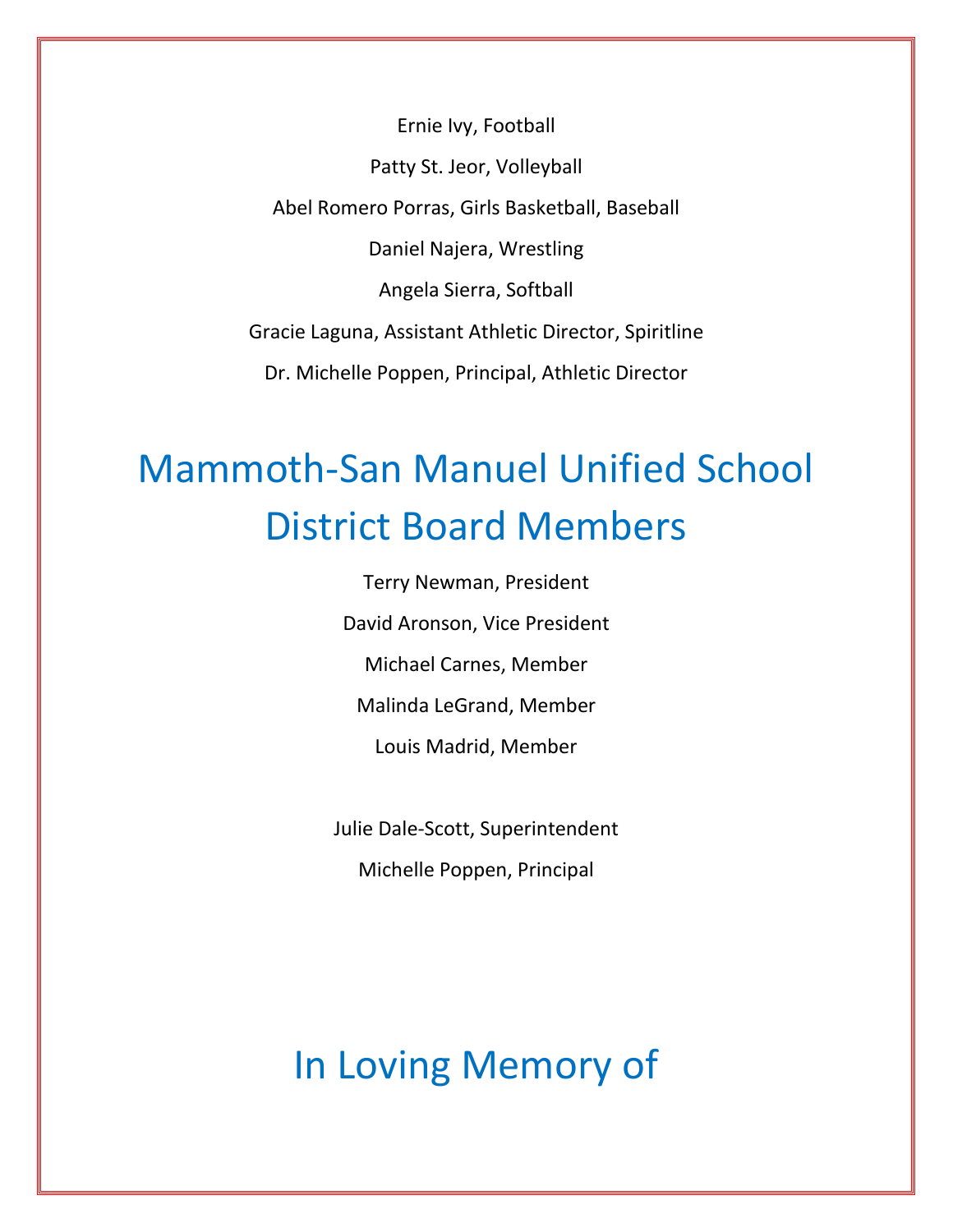Ernie Ivy, Football

Patty St. Jeor, Volleyball

Abel Romero Porras, Girls Basketball, Baseball

Daniel Najera, Wrestling

Angela Sierra, Softball

Gracie Laguna, Assistant Athletic Director, Spiritline

Dr. Michelle Poppen, Principal, Athletic Director

# Mammoth-San Manuel Unified School District Board Members

Terry Newman, President

David Aronson, Vice President

Michael Carnes, Member

Malinda LeGrand, Member

Louis Madrid, Member

Julie Dale-Scott, Superintendent

Michelle Poppen, Principal

# In Loving Memory of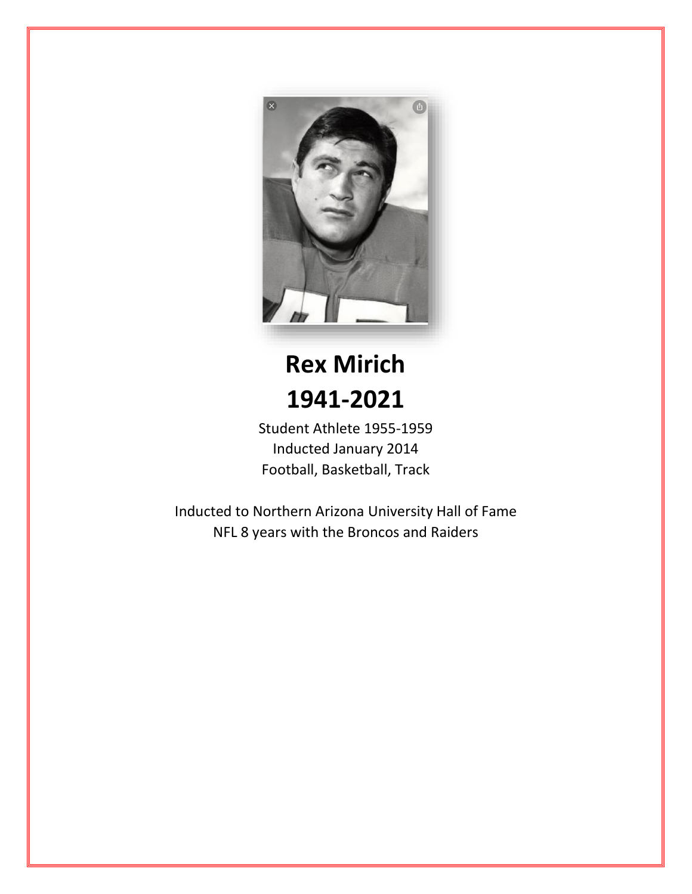# Rex Mirich

# 1941-2021

Student Athlete 1955-1959
Inducted January 2014
Football, Basketball, Track

Inducted to Northern Arizona University Hall of Fame
NFL 8 years with the Broncos and Raiders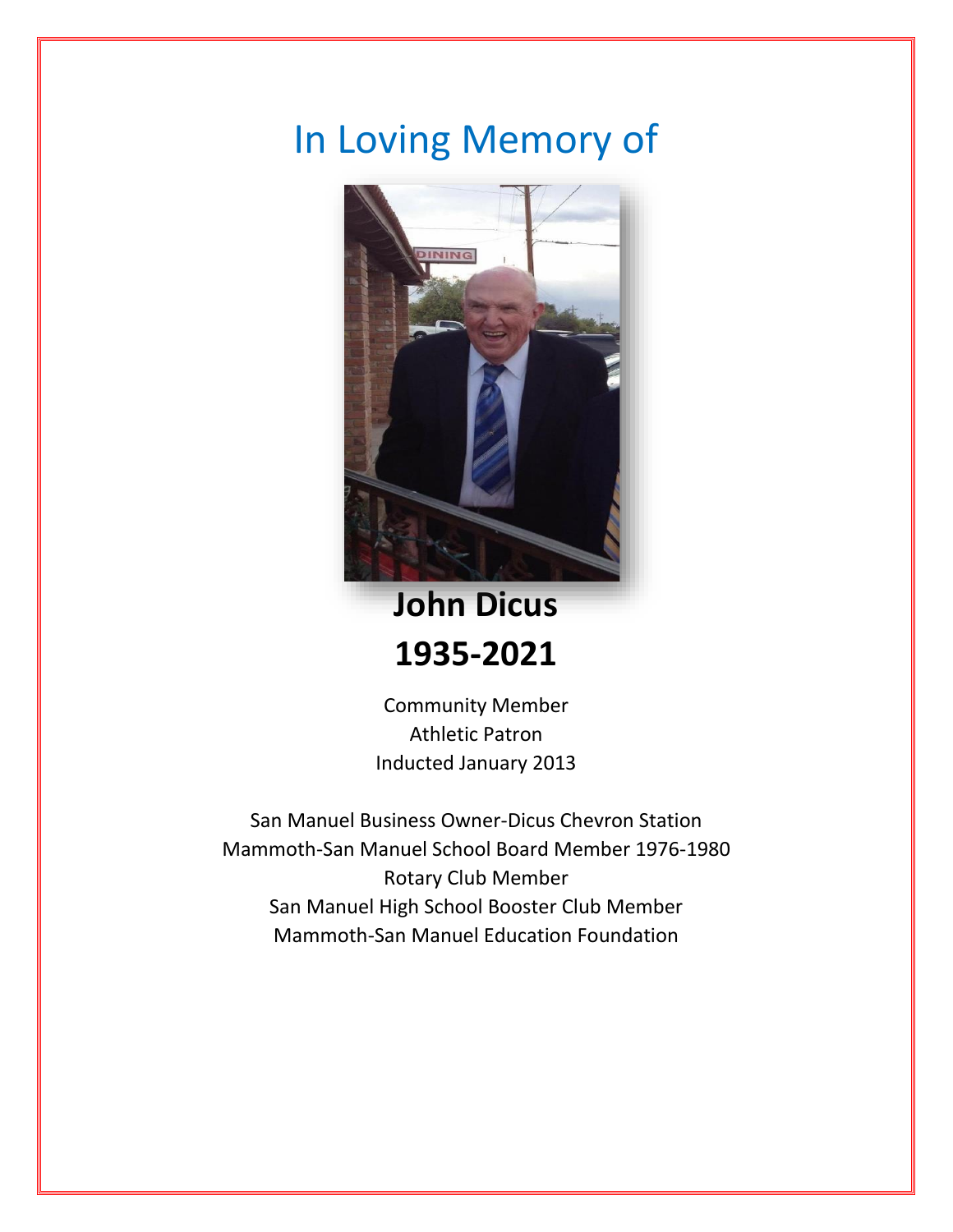# In Loving Memory of

**John Dicus**
**1935-2021**

Community Member
Athletic Patron
Inducted January 2013

San Manuel Business Owner-Dicus Chevron Station
Mammoth-San Manuel School Board Member 1976-1980
Rotary Club Member
San Manuel High School Booster Club Member
Mammoth-San Manuel Education Foundation